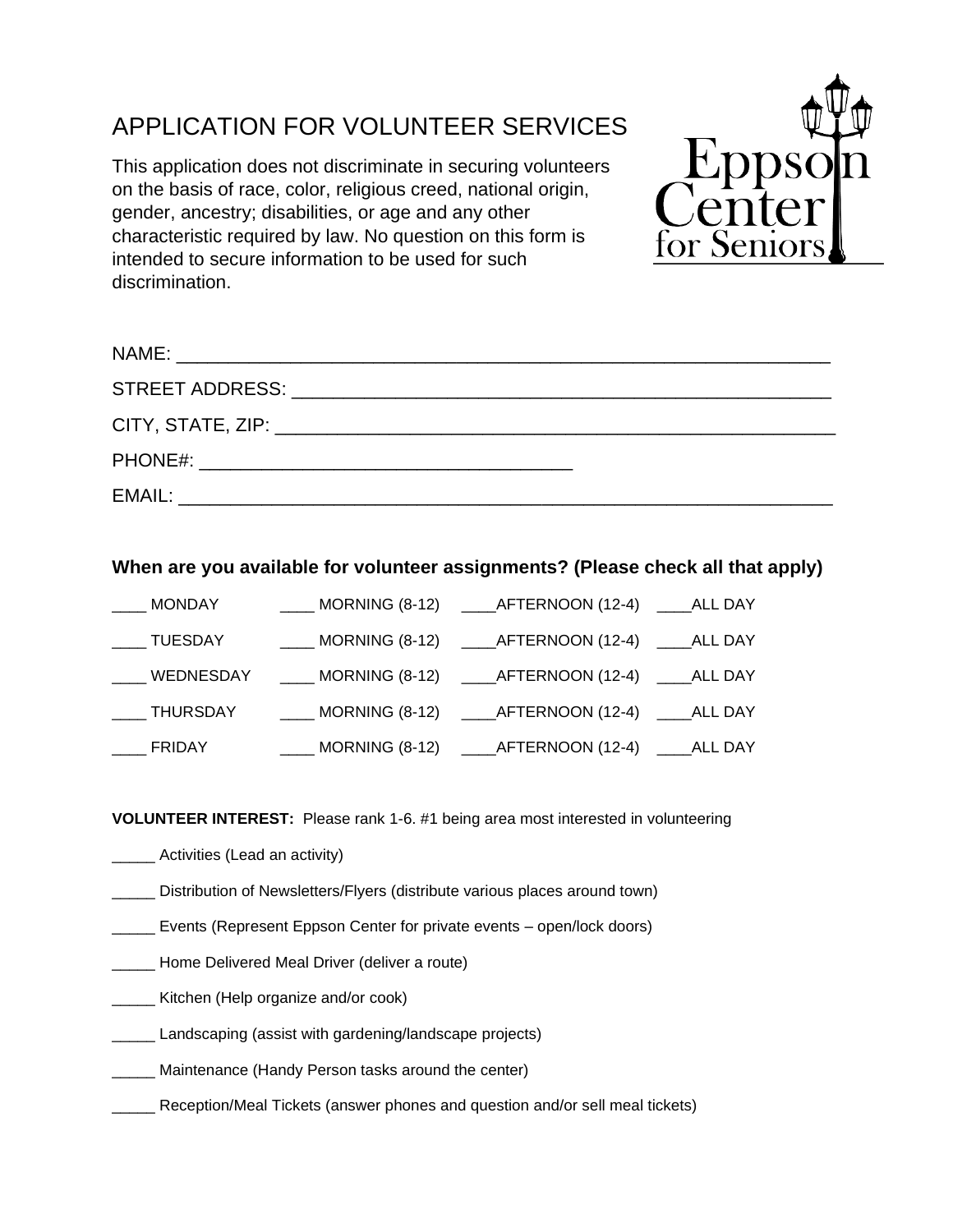# APPLICATION FOR VOLUNTEER SERVICES

This application does not discriminate in securing volunteers on the basis of race, color, religious creed, national origin, gender, ancestry; disabilities, or age and any other characteristic required by law. No question on this form is intended to secure information to be used for such discrimination.

Eppson Center for Seniors

NAME: ____________________________________________________________

STREET ADDRESS: ____________________________________________________

CITY, STATE, ZIP: ____________________________________________________

PHONE#: ________________________________

EMAIL: ____________________________________________________________

**When are you available for volunteer assignments? (Please check all that apply)**

| | | | |
|---|---|---|---|
| ____ MONDAY | ____ MORNING (8-12) | ____AFTERNOON (12-4) | ____ALL DAY |
| ____ TUESDAY | ____ MORNING (8-12) | ____AFTERNOON (12-4) | ____ALL DAY |
| ____ WEDNESDAY | ____ MORNING (8-12) | ____AFTERNOON (12-4) | ____ALL DAY |
| ____ THURSDAY | ____ MORNING (8-12) | ____AFTERNOON (12-4) | ____ALL DAY |
| ____ FRIDAY | ____ MORNING (8-12) | ____AFTERNOON (12-4) | ____ALL DAY |

**VOLUNTEER INTEREST:** Please rank 1-6. #1 being area most interested in volunteering

_____ Activities (Lead an activity)

_____ Distribution of Newsletters/Flyers (distribute various places around town)

_____ Events (Represent Eppson Center for private events – open/lock doors)

_____ Home Delivered Meal Driver (deliver a route)

_____ Kitchen (Help organize and/or cook)

_____ Landscaping (assist with gardening/landscape projects)

_____ Maintenance (Handy Person tasks around the center)

_____ Reception/Meal Tickets (answer phones and question and/or sell meal tickets)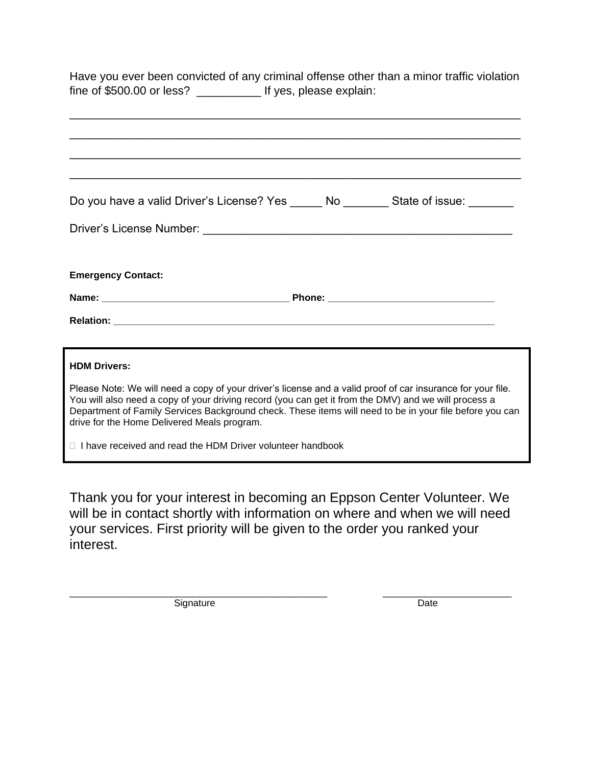Have you ever been convicted of any criminal offense other than a minor traffic violation fine of $500.00 or less? __________ If yes, please explain:

______________________________________________________________________

______________________________________________________________________

______________________________________________________________________

______________________________________________________________________

Do you have a valid Driver's License? Yes _____ No _______ State of issue: _______

Driver's License Number: ________________________________________________

**Emergency Contact:**

**Name:** __________________________________ **Phone:** ______________________________

**Relation:** ______________________________________________________________________

**HDM Drivers:**

Please Note: We will need a copy of your driver's license and a valid proof of car insurance for your file. You will also need a copy of your driving record (you can get it from the DMV) and we will process a Department of Family Services Background check. These items will need to be in your file before you can drive for the Home Delivered Meals program.

☐ I have received and read the HDM Driver volunteer handbook

Thank you for your interest in becoming an Eppson Center Volunteer. We will be in contact shortly with information on where and when we will need your services. First priority will be given to the order you ranked your interest.

______________________________________________ ______________________

Signature Date